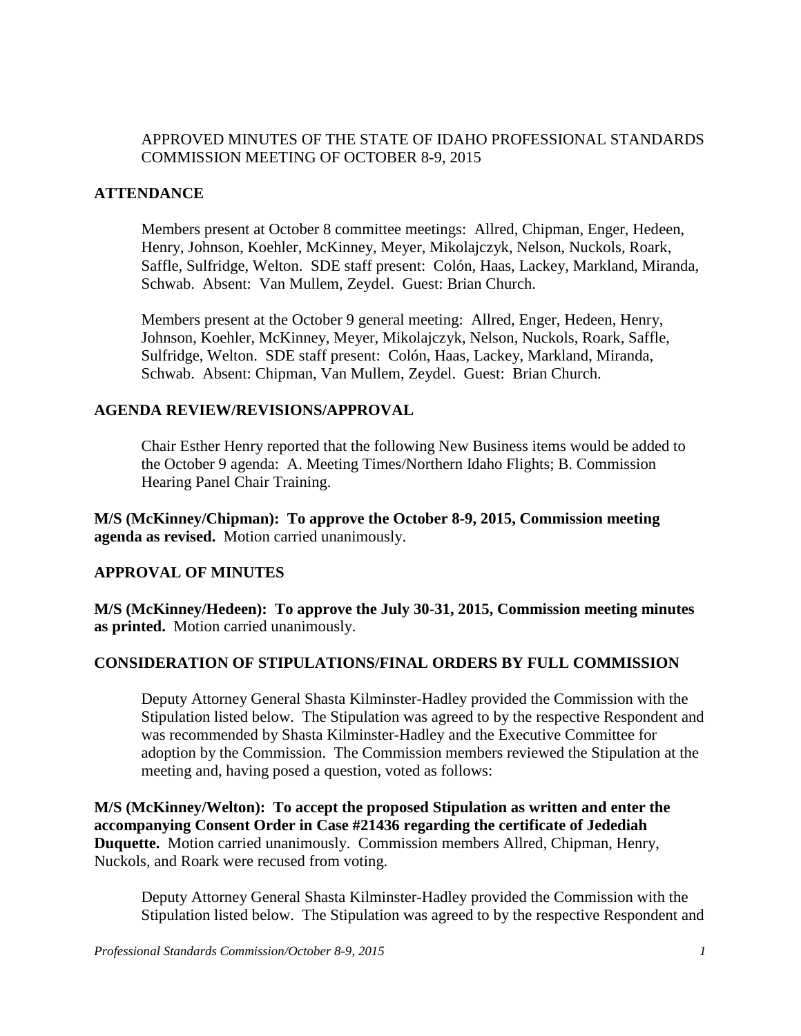APPROVED MINUTES OF THE STATE OF IDAHO PROFESSIONAL STANDARDS COMMISSION MEETING OF OCTOBER 8-9, 2015

## ATTENDANCE

Members present at October 8 committee meetings: Allred, Chipman, Enger, Hedeen, Henry, Johnson, Koehler, McKinney, Meyer, Mikolajczyk, Nelson, Nuckols, Roark, Saffle, Sulfridge, Welton. SDE staff present: Colón, Haas, Lackey, Markland, Miranda, Schwab. Absent: Van Mullem, Zeydel. Guest: Brian Church.

Members present at the October 9 general meeting: Allred, Enger, Hedeen, Henry, Johnson, Koehler, McKinney, Meyer, Mikolajczyk, Nelson, Nuckols, Roark, Saffle, Sulfridge, Welton. SDE staff present: Colón, Haas, Lackey, Markland, Miranda, Schwab. Absent: Chipman, Van Mullem, Zeydel. Guest: Brian Church.

## AGENDA REVIEW/REVISIONS/APPROVAL

Chair Esther Henry reported that the following New Business items would be added to the October 9 agenda: A. Meeting Times/Northern Idaho Flights; B. Commission Hearing Panel Chair Training.

**M/S (McKinney/Chipman): To approve the October 8-9, 2015, Commission meeting agenda as revised.** Motion carried unanimously.

## APPROVAL OF MINUTES

**M/S (McKinney/Hedeen): To approve the July 30-31, 2015, Commission meeting minutes as printed.** Motion carried unanimously.

## CONSIDERATION OF STIPULATIONS/FINAL ORDERS BY FULL COMMISSION

Deputy Attorney General Shasta Kilminster-Hadley provided the Commission with the Stipulation listed below. The Stipulation was agreed to by the respective Respondent and was recommended by Shasta Kilminster-Hadley and the Executive Committee for adoption by the Commission. The Commission members reviewed the Stipulation at the meeting and, having posed a question, voted as follows:

**M/S (McKinney/Welton): To accept the proposed Stipulation as written and enter the accompanying Consent Order in Case #21436 regarding the certificate of Jedediah Duquette.** Motion carried unanimously. Commission members Allred, Chipman, Henry, Nuckols, and Roark were recused from voting.

Deputy Attorney General Shasta Kilminster-Hadley provided the Commission with the Stipulation listed below. The Stipulation was agreed to by the respective Respondent and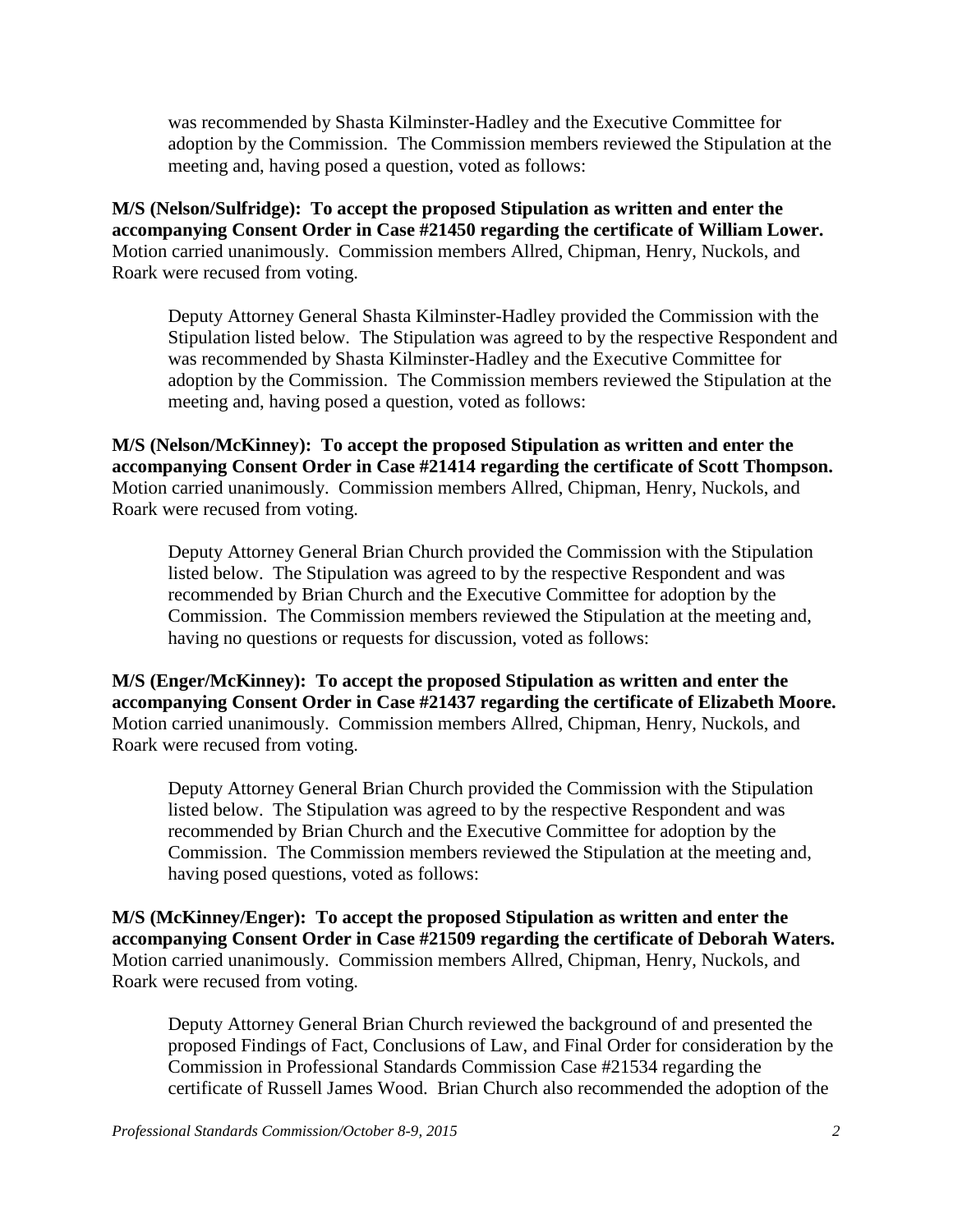was recommended by Shasta Kilminster-Hadley and the Executive Committee for adoption by the Commission. The Commission members reviewed the Stipulation at the meeting and, having posed a question, voted as follows:

**M/S (Nelson/Sulfridge): To accept the proposed Stipulation as written and enter the accompanying Consent Order in Case #21450 regarding the certificate of William Lower.** Motion carried unanimously. Commission members Allred, Chipman, Henry, Nuckols, and Roark were recused from voting.

Deputy Attorney General Shasta Kilminster-Hadley provided the Commission with the Stipulation listed below. The Stipulation was agreed to by the respective Respondent and was recommended by Shasta Kilminster-Hadley and the Executive Committee for adoption by the Commission. The Commission members reviewed the Stipulation at the meeting and, having posed a question, voted as follows:

**M/S (Nelson/McKinney): To accept the proposed Stipulation as written and enter the accompanying Consent Order in Case #21414 regarding the certificate of Scott Thompson.** Motion carried unanimously. Commission members Allred, Chipman, Henry, Nuckols, and Roark were recused from voting.

Deputy Attorney General Brian Church provided the Commission with the Stipulation listed below. The Stipulation was agreed to by the respective Respondent and was recommended by Brian Church and the Executive Committee for adoption by the Commission. The Commission members reviewed the Stipulation at the meeting and, having no questions or requests for discussion, voted as follows:

**M/S (Enger/McKinney): To accept the proposed Stipulation as written and enter the accompanying Consent Order in Case #21437 regarding the certificate of Elizabeth Moore.** Motion carried unanimously. Commission members Allred, Chipman, Henry, Nuckols, and Roark were recused from voting.

Deputy Attorney General Brian Church provided the Commission with the Stipulation listed below. The Stipulation was agreed to by the respective Respondent and was recommended by Brian Church and the Executive Committee for adoption by the Commission. The Commission members reviewed the Stipulation at the meeting and, having posed questions, voted as follows:

**M/S (McKinney/Enger): To accept the proposed Stipulation as written and enter the accompanying Consent Order in Case #21509 regarding the certificate of Deborah Waters.** Motion carried unanimously. Commission members Allred, Chipman, Henry, Nuckols, and Roark were recused from voting.

Deputy Attorney General Brian Church reviewed the background of and presented the proposed Findings of Fact, Conclusions of Law, and Final Order for consideration by the Commission in Professional Standards Commission Case #21534 regarding the certificate of Russell James Wood. Brian Church also recommended the adoption of the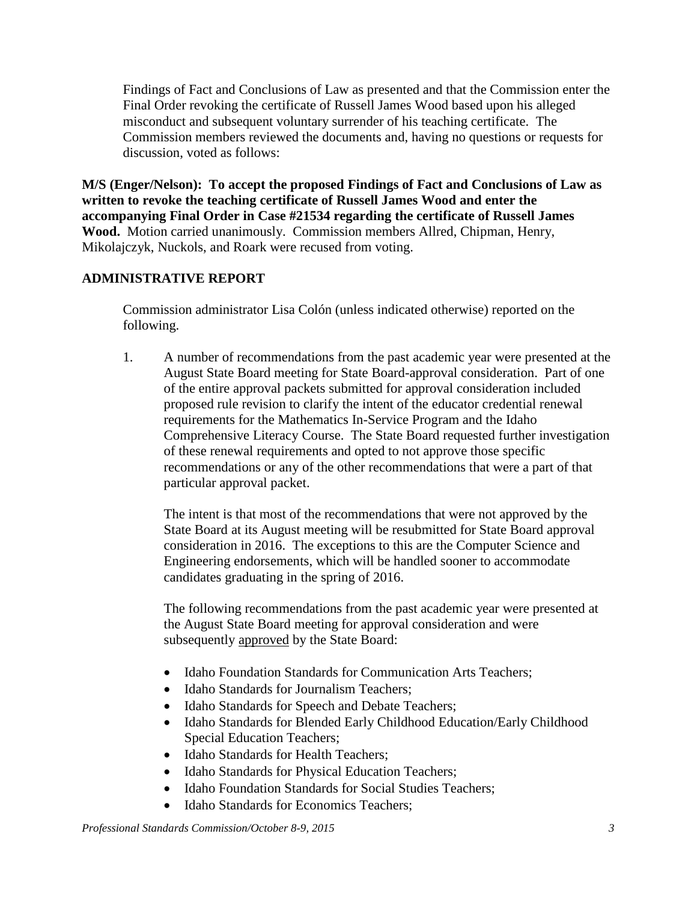Findings of Fact and Conclusions of Law as presented and that the Commission enter the Final Order revoking the certificate of Russell James Wood based upon his alleged misconduct and subsequent voluntary surrender of his teaching certificate. The Commission members reviewed the documents and, having no questions or requests for discussion, voted as follows:

**M/S (Enger/Nelson): To accept the proposed Findings of Fact and Conclusions of Law as written to revoke the teaching certificate of Russell James Wood and enter the accompanying Final Order in Case #21534 regarding the certificate of Russell James Wood.** Motion carried unanimously. Commission members Allred, Chipman, Henry, Mikolajczyk, Nuckols, and Roark were recused from voting.

## ADMINISTRATIVE REPORT

Commission administrator Lisa Colón (unless indicated otherwise) reported on the following.

1. A number of recommendations from the past academic year were presented at the August State Board meeting for State Board-approval consideration. Part of one of the entire approval packets submitted for approval consideration included proposed rule revision to clarify the intent of the educator credential renewal requirements for the Mathematics In-Service Program and the Idaho Comprehensive Literacy Course. The State Board requested further investigation of these renewal requirements and opted to not approve those specific recommendations or any of the other recommendations that were a part of that particular approval packet.

   The intent is that most of the recommendations that were not approved by the State Board at its August meeting will be resubmitted for State Board approval consideration in 2016. The exceptions to this are the Computer Science and Engineering endorsements, which will be handled sooner to accommodate candidates graduating in the spring of 2016.

   The following recommendations from the past academic year were presented at the August State Board meeting for approval consideration and were subsequently approved by the State Board:

   - Idaho Foundation Standards for Communication Arts Teachers;
   - Idaho Standards for Journalism Teachers;
   - Idaho Standards for Speech and Debate Teachers;
   - Idaho Standards for Blended Early Childhood Education/Early Childhood Special Education Teachers;
   - Idaho Standards for Health Teachers;
   - Idaho Standards for Physical Education Teachers;
   - Idaho Foundation Standards for Social Studies Teachers;
   - Idaho Standards for Economics Teachers;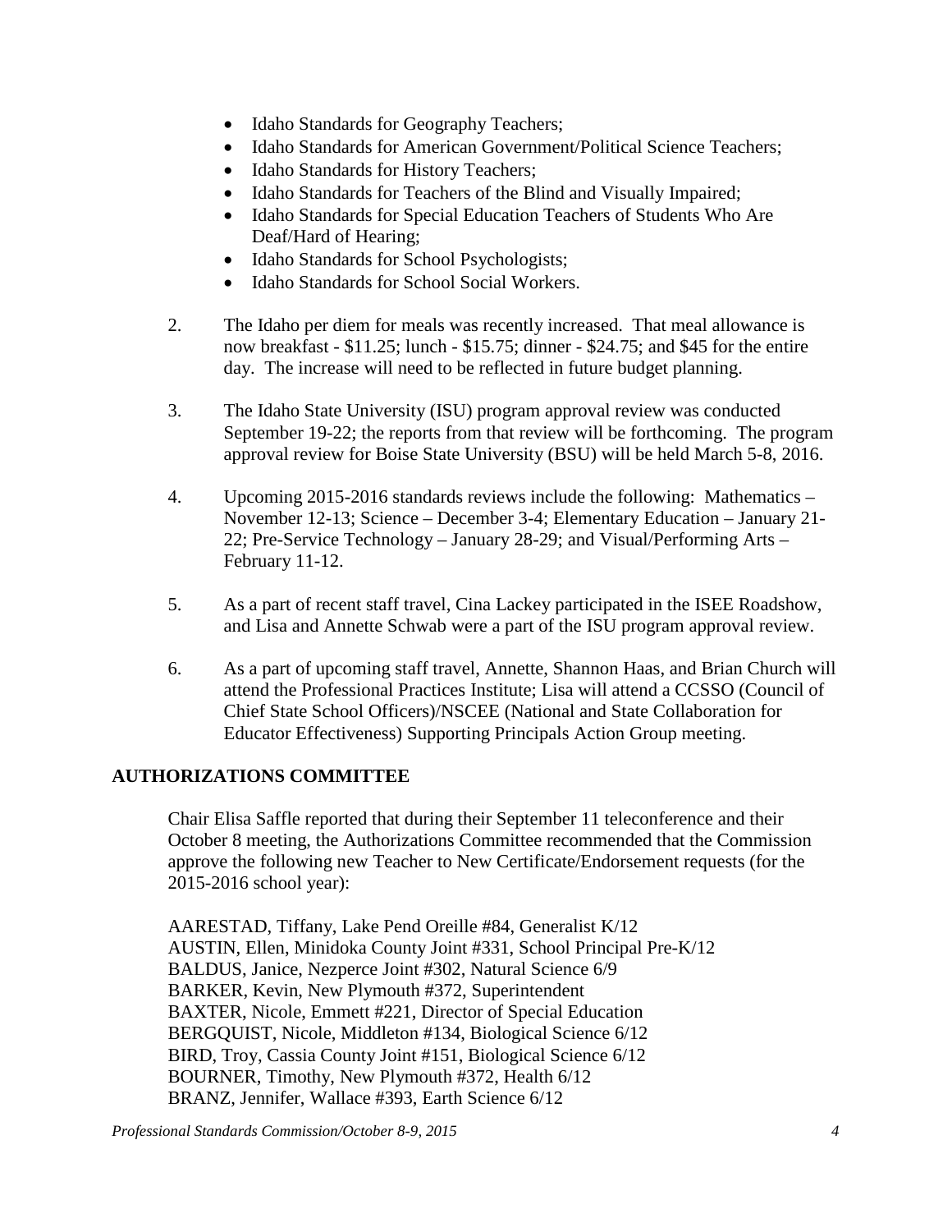- Idaho Standards for Geography Teachers;
- Idaho Standards for American Government/Political Science Teachers;
- Idaho Standards for History Teachers;
- Idaho Standards for Teachers of the Blind and Visually Impaired;
- Idaho Standards for Special Education Teachers of Students Who Are Deaf/Hard of Hearing;
- Idaho Standards for School Psychologists;
- Idaho Standards for School Social Workers.

2. The Idaho per diem for meals was recently increased. That meal allowance is now breakfast - $11.25; lunch - $15.75; dinner - $24.75; and $45 for the entire day. The increase will need to be reflected in future budget planning.

3. The Idaho State University (ISU) program approval review was conducted September 19-22; the reports from that review will be forthcoming. The program approval review for Boise State University (BSU) will be held March 5-8, 2016.

4. Upcoming 2015-2016 standards reviews include the following: Mathematics – November 12-13; Science – December 3-4; Elementary Education – January 21-22; Pre-Service Technology – January 28-29; and Visual/Performing Arts – February 11-12.

5. As a part of recent staff travel, Cina Lackey participated in the ISEE Roadshow, and Lisa and Annette Schwab were a part of the ISU program approval review.

6. As a part of upcoming staff travel, Annette, Shannon Haas, and Brian Church will attend the Professional Practices Institute; Lisa will attend a CCSSO (Council of Chief State School Officers)/NSCEE (National and State Collaboration for Educator Effectiveness) Supporting Principals Action Group meeting.

## AUTHORIZATIONS COMMITTEE

Chair Elisa Saffle reported that during their September 11 teleconference and their October 8 meeting, the Authorizations Committee recommended that the Commission approve the following new Teacher to New Certificate/Endorsement requests (for the 2015-2016 school year):

AARESTAD, Tiffany, Lake Pend Oreille #84, Generalist K/12
AUSTIN, Ellen, Minidoka County Joint #331, School Principal Pre-K/12
BALDUS, Janice, Nezperce Joint #302, Natural Science 6/9
BARKER, Kevin, New Plymouth #372, Superintendent
BAXTER, Nicole, Emmett #221, Director of Special Education
BERGQUIST, Nicole, Middleton #134, Biological Science 6/12
BIRD, Troy, Cassia County Joint #151, Biological Science 6/12
BOURNER, Timothy, New Plymouth #372, Health 6/12
BRANZ, Jennifer, Wallace #393, Earth Science 6/12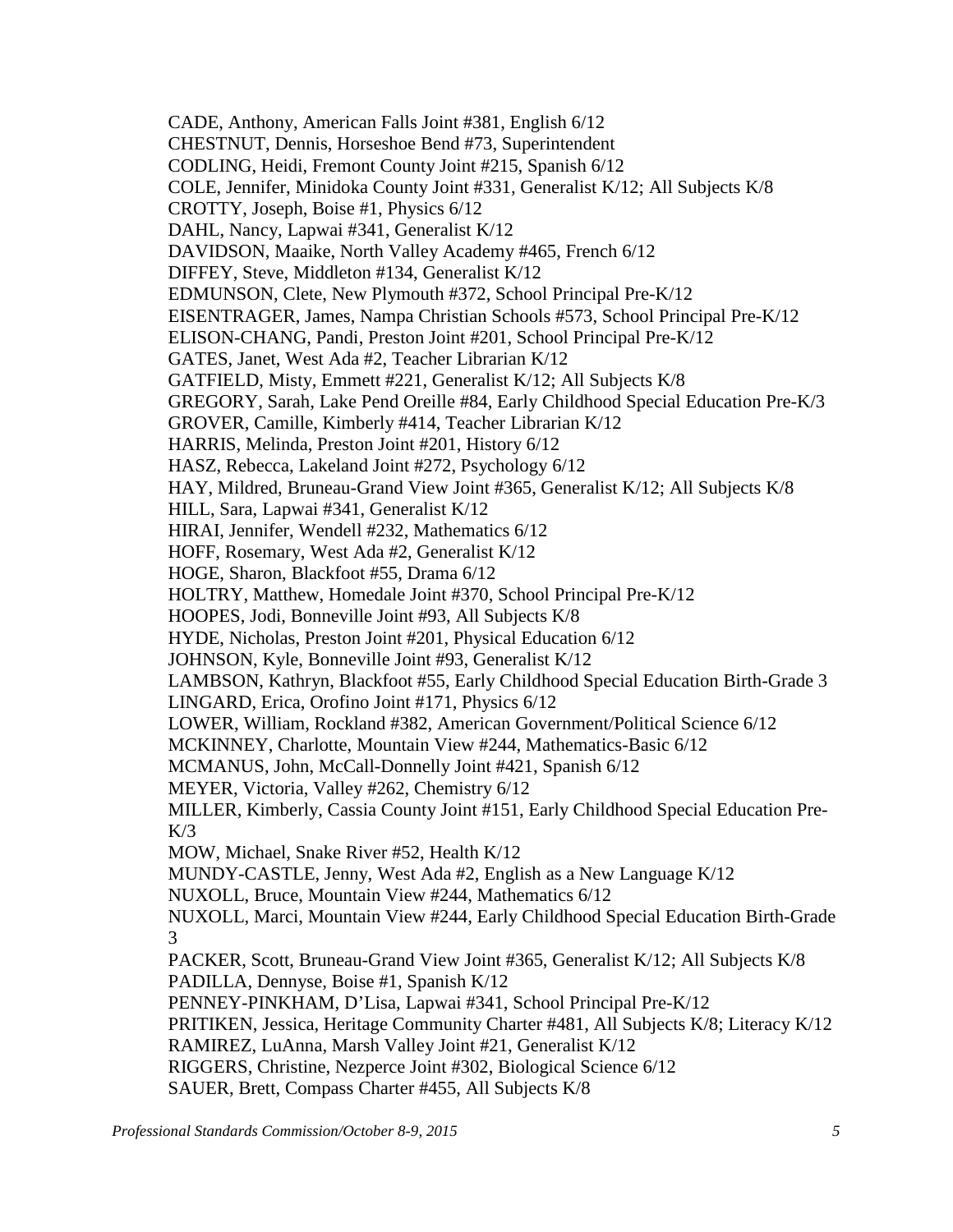CADE, Anthony, American Falls Joint #381, English 6/12
CHESTNUT, Dennis, Horseshoe Bend #73, Superintendent
CODLING, Heidi, Fremont County Joint #215, Spanish 6/12
COLE, Jennifer, Minidoka County Joint #331, Generalist K/12; All Subjects K/8
CROTTY, Joseph, Boise #1, Physics 6/12
DAHL, Nancy, Lapwai #341, Generalist K/12
DAVIDSON, Maaike, North Valley Academy #465, French 6/12
DIFFEY, Steve, Middleton #134, Generalist K/12
EDMUNSON, Clete, New Plymouth #372, School Principal Pre-K/12
EISENTRAGER, James, Nampa Christian Schools #573, School Principal Pre-K/12
ELISON-CHANG, Pandi, Preston Joint #201, School Principal Pre-K/12
GATES, Janet, West Ada #2, Teacher Librarian K/12
GATFIELD, Misty, Emmett #221, Generalist K/12; All Subjects K/8
GREGORY, Sarah, Lake Pend Oreille #84, Early Childhood Special Education Pre-K/3
GROVER, Camille, Kimberly #414, Teacher Librarian K/12
HARRIS, Melinda, Preston Joint #201, History 6/12
HASZ, Rebecca, Lakeland Joint #272, Psychology 6/12
HAY, Mildred, Bruneau-Grand View Joint #365, Generalist K/12; All Subjects K/8
HILL, Sara, Lapwai #341, Generalist K/12
HIRAI, Jennifer, Wendell #232, Mathematics 6/12
HOFF, Rosemary, West Ada #2, Generalist K/12
HOGE, Sharon, Blackfoot #55, Drama 6/12
HOLTRY, Matthew, Homedale Joint #370, School Principal Pre-K/12
HOOPES, Jodi, Bonneville Joint #93, All Subjects K/8
HYDE, Nicholas, Preston Joint #201, Physical Education 6/12
JOHNSON, Kyle, Bonneville Joint #93, Generalist K/12
LAMBSON, Kathryn, Blackfoot #55, Early Childhood Special Education Birth-Grade 3
LINGARD, Erica, Orofino Joint #171, Physics 6/12
LOWER, William, Rockland #382, American Government/Political Science 6/12
MCKINNEY, Charlotte, Mountain View #244, Mathematics-Basic 6/12
MCMANUS, John, McCall-Donnelly Joint #421, Spanish 6/12
MEYER, Victoria, Valley #262, Chemistry 6/12
MILLER, Kimberly, Cassia County Joint #151, Early Childhood Special Education Pre-K/3
MOW, Michael, Snake River #52, Health K/12
MUNDY-CASTLE, Jenny, West Ada #2, English as a New Language K/12
NUXOLL, Bruce, Mountain View #244, Mathematics 6/12
NUXOLL, Marci, Mountain View #244, Early Childhood Special Education Birth-Grade 3
PACKER, Scott, Bruneau-Grand View Joint #365, Generalist K/12; All Subjects K/8
PADILLA, Dennyse, Boise #1, Spanish K/12
PENNEY-PINKHAM, D'Lisa, Lapwai #341, School Principal Pre-K/12
PRITIKEN, Jessica, Heritage Community Charter #481, All Subjects K/8; Literacy K/12
RAMIREZ, LuAnna, Marsh Valley Joint #21, Generalist K/12
RIGGERS, Christine, Nezperce Joint #302, Biological Science 6/12
SAUER, Brett, Compass Charter #455, All Subjects K/8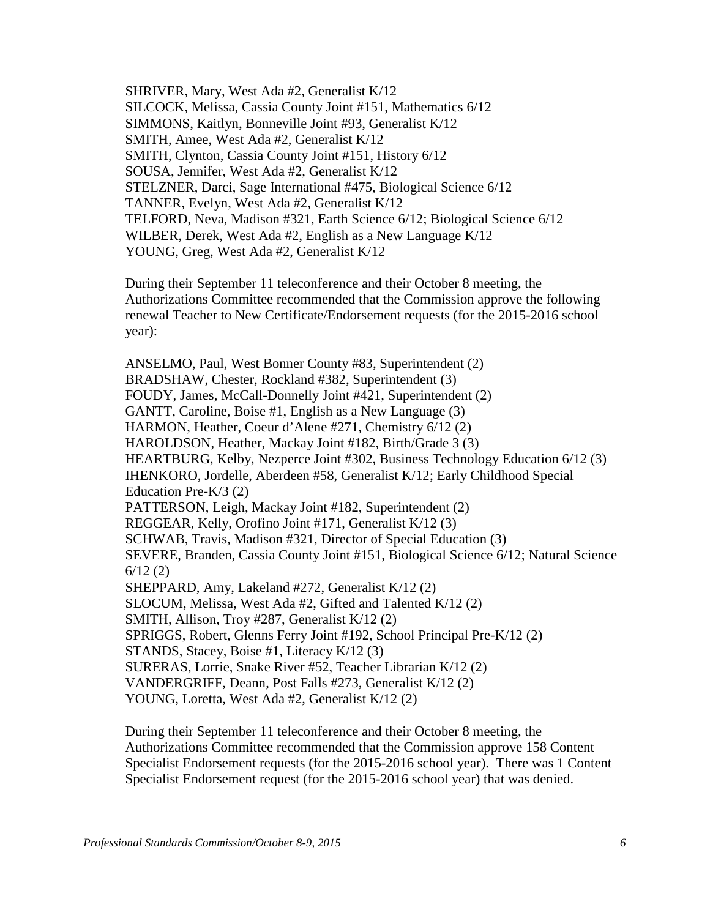SHRIVER, Mary, West Ada #2, Generalist K/12
SILCOCK, Melissa, Cassia County Joint #151, Mathematics 6/12
SIMMONS, Kaitlyn, Bonneville Joint #93, Generalist K/12
SMITH, Amee, West Ada #2, Generalist K/12
SMITH, Clynton, Cassia County Joint #151, History 6/12
SOUSA, Jennifer, West Ada #2, Generalist K/12
STELZNER, Darci, Sage International #475, Biological Science 6/12
TANNER, Evelyn, West Ada #2, Generalist K/12
TELFORD, Neva, Madison #321, Earth Science 6/12; Biological Science 6/12
WILBER, Derek, West Ada #2, English as a New Language K/12
YOUNG, Greg, West Ada #2, Generalist K/12

During their September 11 teleconference and their October 8 meeting, the Authorizations Committee recommended that the Commission approve the following renewal Teacher to New Certificate/Endorsement requests (for the 2015-2016 school year):

ANSELMO, Paul, West Bonner County #83, Superintendent (2)
BRADSHAW, Chester, Rockland #382, Superintendent (3)
FOUDY, James, McCall-Donnelly Joint #421, Superintendent (2)
GANTT, Caroline, Boise #1, English as a New Language (3)
HARMON, Heather, Coeur d'Alene #271, Chemistry 6/12 (2)
HAROLDSON, Heather, Mackay Joint #182, Birth/Grade 3 (3)
HEARTBURG, Kelby, Nezperce Joint #302, Business Technology Education 6/12 (3)
IHENKORO, Jordelle, Aberdeen #58, Generalist K/12; Early Childhood Special Education Pre-K/3 (2)
PATTERSON, Leigh, Mackay Joint #182, Superintendent (2)
REGGEAR, Kelly, Orofino Joint #171, Generalist K/12 (3)
SCHWAB, Travis, Madison #321, Director of Special Education (3)
SEVERE, Branden, Cassia County Joint #151, Biological Science 6/12; Natural Science 6/12 (2)
SHEPPARD, Amy, Lakeland #272, Generalist K/12 (2)
SLOCUM, Melissa, West Ada #2, Gifted and Talented K/12 (2)
SMITH, Allison, Troy #287, Generalist K/12 (2)
SPRIGGS, Robert, Glenns Ferry Joint #192, School Principal Pre-K/12 (2)
STANDS, Stacey, Boise #1, Literacy K/12 (3)
SURERAS, Lorrie, Snake River #52, Teacher Librarian K/12 (2)
VANDERGRIFF, Deann, Post Falls #273, Generalist K/12 (2)
YOUNG, Loretta, West Ada #2, Generalist K/12 (2)

During their September 11 teleconference and their October 8 meeting, the Authorizations Committee recommended that the Commission approve 158 Content Specialist Endorsement requests (for the 2015-2016 school year). There was 1 Content Specialist Endorsement request (for the 2015-2016 school year) that was denied.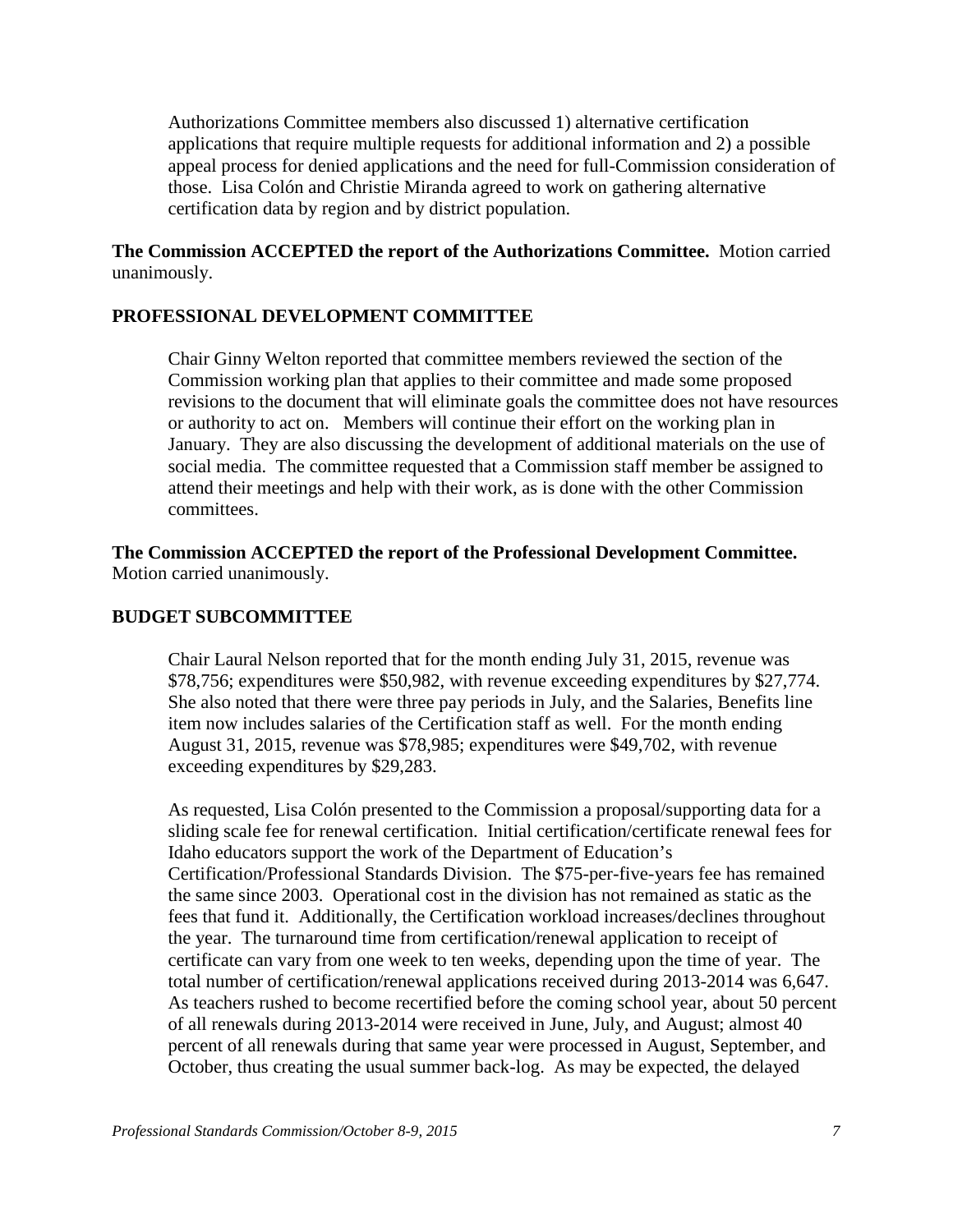Authorizations Committee members also discussed 1) alternative certification applications that require multiple requests for additional information and 2) a possible appeal process for denied applications and the need for full-Commission consideration of those. Lisa Colón and Christie Miranda agreed to work on gathering alternative certification data by region and by district population.

**The Commission ACCEPTED the report of the Authorizations Committee.** Motion carried unanimously.

## PROFESSIONAL DEVELOPMENT COMMITTEE

Chair Ginny Welton reported that committee members reviewed the section of the Commission working plan that applies to their committee and made some proposed revisions to the document that will eliminate goals the committee does not have resources or authority to act on. Members will continue their effort on the working plan in January. They are also discussing the development of additional materials on the use of social media. The committee requested that a Commission staff member be assigned to attend their meetings and help with their work, as is done with the other Commission committees.

**The Commission ACCEPTED the report of the Professional Development Committee.** Motion carried unanimously.

## BUDGET SUBCOMMITTEE

Chair Laural Nelson reported that for the month ending July 31, 2015, revenue was $78,756; expenditures were $50,982, with revenue exceeding expenditures by $27,774. She also noted that there were three pay periods in July, and the Salaries, Benefits line item now includes salaries of the Certification staff as well. For the month ending August 31, 2015, revenue was $78,985; expenditures were $49,702, with revenue exceeding expenditures by $29,283.

As requested, Lisa Colón presented to the Commission a proposal/supporting data for a sliding scale fee for renewal certification. Initial certification/certificate renewal fees for Idaho educators support the work of the Department of Education's Certification/Professional Standards Division. The $75-per-five-years fee has remained the same since 2003. Operational cost in the division has not remained as static as the fees that fund it. Additionally, the Certification workload increases/declines throughout the year. The turnaround time from certification/renewal application to receipt of certificate can vary from one week to ten weeks, depending upon the time of year. The total number of certification/renewal applications received during 2013-2014 was 6,647. As teachers rushed to become recertified before the coming school year, about 50 percent of all renewals during 2013-2014 were received in June, July, and August; almost 40 percent of all renewals during that same year were processed in August, September, and October, thus creating the usual summer back-log. As may be expected, the delayed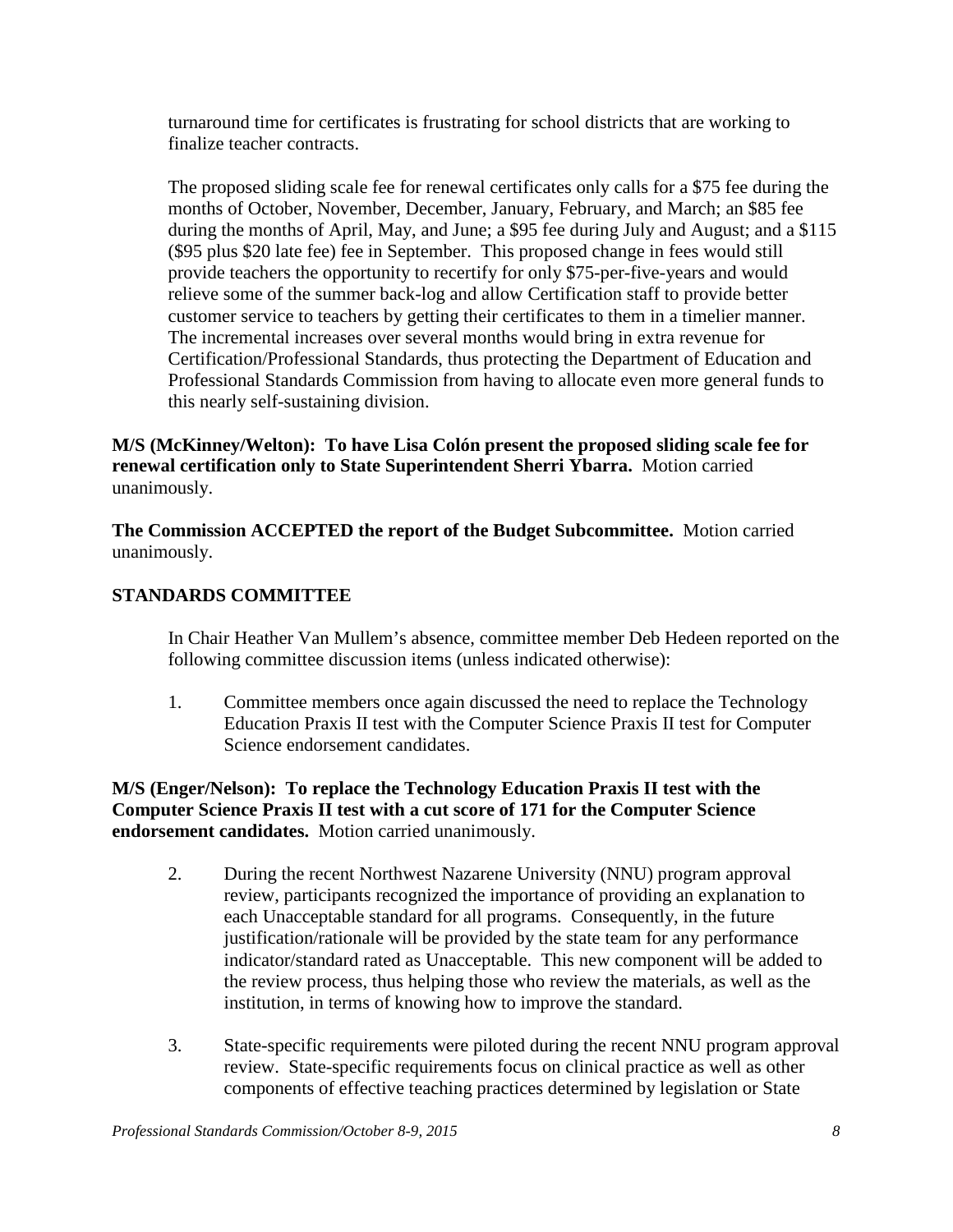turnaround time for certificates is frustrating for school districts that are working to finalize teacher contracts.

The proposed sliding scale fee for renewal certificates only calls for a $75 fee during the months of October, November, December, January, February, and March; an $85 fee during the months of April, May, and June; a $95 fee during July and August; and a $115 ($95 plus $20 late fee) fee in September. This proposed change in fees would still provide teachers the opportunity to recertify for only $75-per-five-years and would relieve some of the summer back-log and allow Certification staff to provide better customer service to teachers by getting their certificates to them in a timelier manner. The incremental increases over several months would bring in extra revenue for Certification/Professional Standards, thus protecting the Department of Education and Professional Standards Commission from having to allocate even more general funds to this nearly self-sustaining division.

**M/S (McKinney/Welton): To have Lisa Colón present the proposed sliding scale fee for renewal certification only to State Superintendent Sherri Ybarra.** Motion carried unanimously.

**The Commission ACCEPTED the report of the Budget Subcommittee.** Motion carried unanimously.

**STANDARDS COMMITTEE**

In Chair Heather Van Mullem's absence, committee member Deb Hedeen reported on the following committee discussion items (unless indicated otherwise):

1. Committee members once again discussed the need to replace the Technology Education Praxis II test with the Computer Science Praxis II test for Computer Science endorsement candidates.

**M/S (Enger/Nelson): To replace the Technology Education Praxis II test with the Computer Science Praxis II test with a cut score of 171 for the Computer Science endorsement candidates.** Motion carried unanimously.

2. During the recent Northwest Nazarene University (NNU) program approval review, participants recognized the importance of providing an explanation to each Unacceptable standard for all programs. Consequently, in the future justification/rationale will be provided by the state team for any performance indicator/standard rated as Unacceptable. This new component will be added to the review process, thus helping those who review the materials, as well as the institution, in terms of knowing how to improve the standard.

3. State-specific requirements were piloted during the recent NNU program approval review. State-specific requirements focus on clinical practice as well as other components of effective teaching practices determined by legislation or State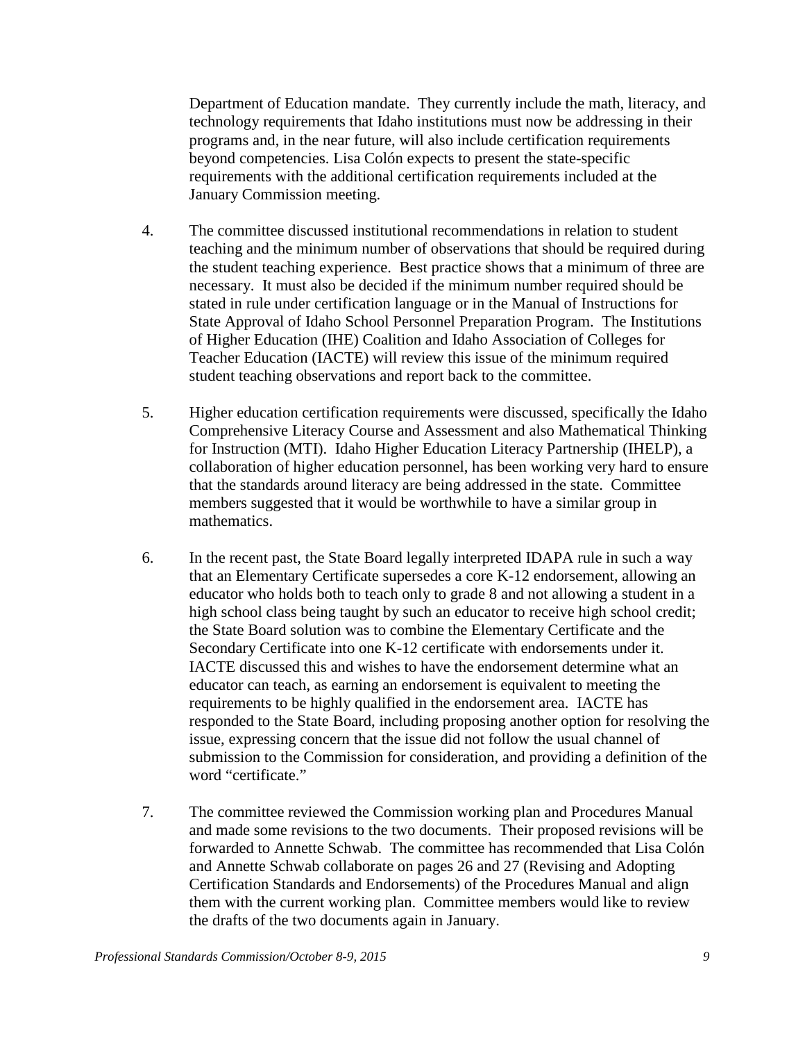Department of Education mandate. They currently include the math, literacy, and technology requirements that Idaho institutions must now be addressing in their programs and, in the near future, will also include certification requirements beyond competencies. Lisa Colón expects to present the state-specific requirements with the additional certification requirements included at the January Commission meeting.

4. The committee discussed institutional recommendations in relation to student teaching and the minimum number of observations that should be required during the student teaching experience. Best practice shows that a minimum of three are necessary. It must also be decided if the minimum number required should be stated in rule under certification language or in the Manual of Instructions for State Approval of Idaho School Personnel Preparation Program. The Institutions of Higher Education (IHE) Coalition and Idaho Association of Colleges for Teacher Education (IACTE) will review this issue of the minimum required student teaching observations and report back to the committee.

5. Higher education certification requirements were discussed, specifically the Idaho Comprehensive Literacy Course and Assessment and also Mathematical Thinking for Instruction (MTI). Idaho Higher Education Literacy Partnership (IHELP), a collaboration of higher education personnel, has been working very hard to ensure that the standards around literacy are being addressed in the state. Committee members suggested that it would be worthwhile to have a similar group in mathematics.

6. In the recent past, the State Board legally interpreted IDAPA rule in such a way that an Elementary Certificate supersedes a core K-12 endorsement, allowing an educator who holds both to teach only to grade 8 and not allowing a student in a high school class being taught by such an educator to receive high school credit; the State Board solution was to combine the Elementary Certificate and the Secondary Certificate into one K-12 certificate with endorsements under it. IACTE discussed this and wishes to have the endorsement determine what an educator can teach, as earning an endorsement is equivalent to meeting the requirements to be highly qualified in the endorsement area. IACTE has responded to the State Board, including proposing another option for resolving the issue, expressing concern that the issue did not follow the usual channel of submission to the Commission for consideration, and providing a definition of the word "certificate."

7. The committee reviewed the Commission working plan and Procedures Manual and made some revisions to the two documents. Their proposed revisions will be forwarded to Annette Schwab. The committee has recommended that Lisa Colón and Annette Schwab collaborate on pages 26 and 27 (Revising and Adopting Certification Standards and Endorsements) of the Procedures Manual and align them with the current working plan. Committee members would like to review the drafts of the two documents again in January.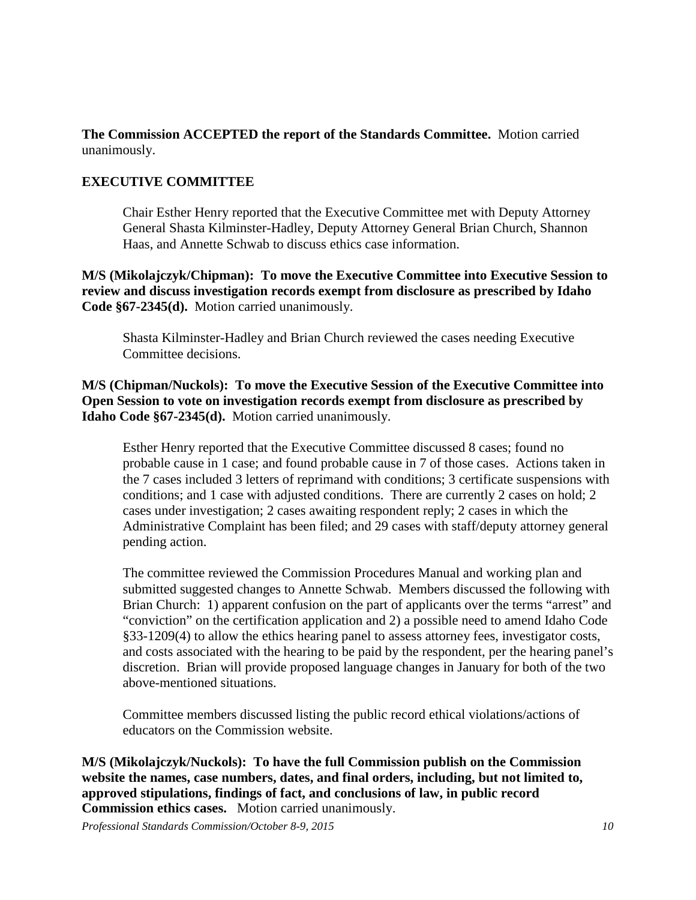**The Commission ACCEPTED the report of the Standards Committee.** Motion carried unanimously.

## EXECUTIVE COMMITTEE

Chair Esther Henry reported that the Executive Committee met with Deputy Attorney General Shasta Kilminster-Hadley, Deputy Attorney General Brian Church, Shannon Haas, and Annette Schwab to discuss ethics case information.

**M/S (Mikolajczyk/Chipman): To move the Executive Committee into Executive Session to review and discuss investigation records exempt from disclosure as prescribed by Idaho Code §67-2345(d).** Motion carried unanimously.

Shasta Kilminster-Hadley and Brian Church reviewed the cases needing Executive Committee decisions.

**M/S (Chipman/Nuckols): To move the Executive Session of the Executive Committee into Open Session to vote on investigation records exempt from disclosure as prescribed by Idaho Code §67-2345(d).** Motion carried unanimously.

Esther Henry reported that the Executive Committee discussed 8 cases; found no probable cause in 1 case; and found probable cause in 7 of those cases. Actions taken in the 7 cases included 3 letters of reprimand with conditions; 3 certificate suspensions with conditions; and 1 case with adjusted conditions. There are currently 2 cases on hold; 2 cases under investigation; 2 cases awaiting respondent reply; 2 cases in which the Administrative Complaint has been filed; and 29 cases with staff/deputy attorney general pending action.

The committee reviewed the Commission Procedures Manual and working plan and submitted suggested changes to Annette Schwab. Members discussed the following with Brian Church: 1) apparent confusion on the part of applicants over the terms "arrest" and "conviction" on the certification application and 2) a possible need to amend Idaho Code §33-1209(4) to allow the ethics hearing panel to assess attorney fees, investigator costs, and costs associated with the hearing to be paid by the respondent, per the hearing panel's discretion. Brian will provide proposed language changes in January for both of the two above-mentioned situations.

Committee members discussed listing the public record ethical violations/actions of educators on the Commission website.

**M/S (Mikolajczyk/Nuckols): To have the full Commission publish on the Commission website the names, case numbers, dates, and final orders, including, but not limited to, approved stipulations, findings of fact, and conclusions of law, in public record Commission ethics cases.** Motion carried unanimously.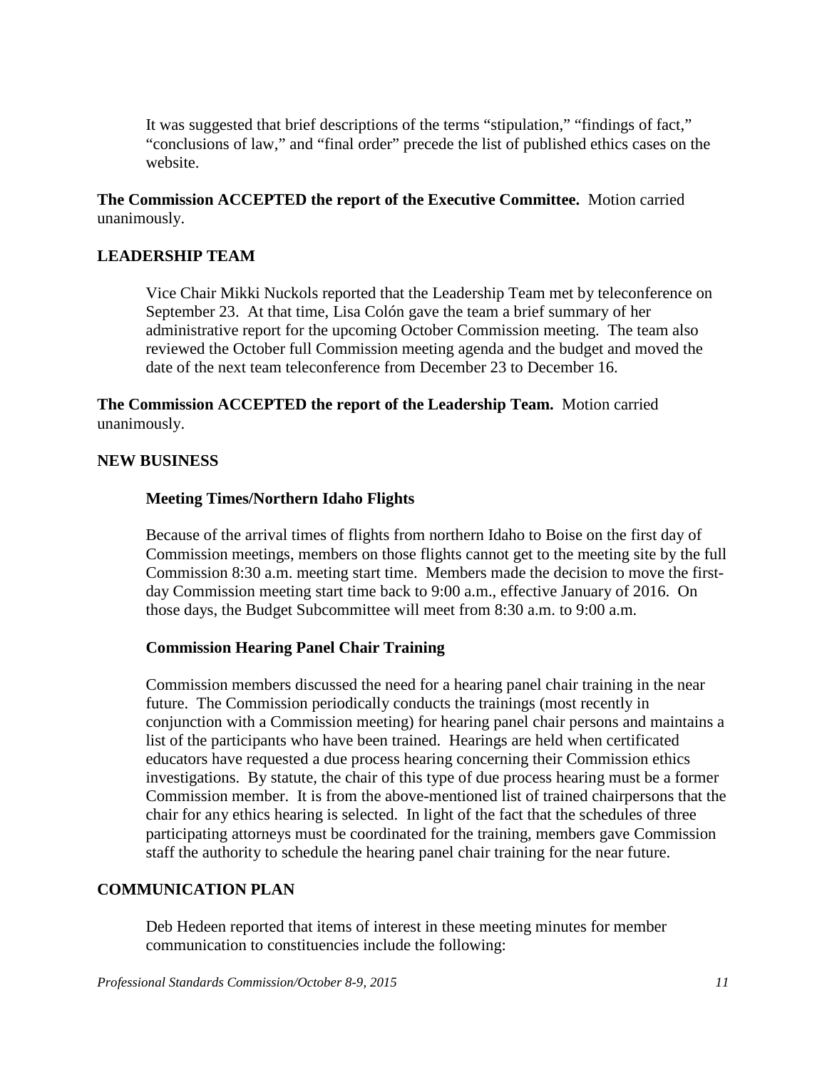It was suggested that brief descriptions of the terms “stipulation,” “findings of fact,” “conclusions of law,” and “final order” precede the list of published ethics cases on the website.

**The Commission ACCEPTED the report of the Executive Committee.** Motion carried unanimously.

## LEADERSHIP TEAM

Vice Chair Mikki Nuckols reported that the Leadership Team met by teleconference on September 23. At that time, Lisa Colón gave the team a brief summary of her administrative report for the upcoming October Commission meeting. The team also reviewed the October full Commission meeting agenda and the budget and moved the date of the next team teleconference from December 23 to December 16.

**The Commission ACCEPTED the report of the Leadership Team.** Motion carried unanimously.

## NEW BUSINESS

### Meeting Times/Northern Idaho Flights

Because of the arrival times of flights from northern Idaho to Boise on the first day of Commission meetings, members on those flights cannot get to the meeting site by the full Commission 8:30 a.m. meeting start time. Members made the decision to move the first-day Commission meeting start time back to 9:00 a.m., effective January of 2016. On those days, the Budget Subcommittee will meet from 8:30 a.m. to 9:00 a.m.

### Commission Hearing Panel Chair Training

Commission members discussed the need for a hearing panel chair training in the near future. The Commission periodically conducts the trainings (most recently in conjunction with a Commission meeting) for hearing panel chair persons and maintains a list of the participants who have been trained. Hearings are held when certificated educators have requested a due process hearing concerning their Commission ethics investigations. By statute, the chair of this type of due process hearing must be a former Commission member. It is from the above-mentioned list of trained chairpersons that the chair for any ethics hearing is selected. In light of the fact that the schedules of three participating attorneys must be coordinated for the training, members gave Commission staff the authority to schedule the hearing panel chair training for the near future.

## COMMUNICATION PLAN

Deb Hedeen reported that items of interest in these meeting minutes for member communication to constituencies include the following: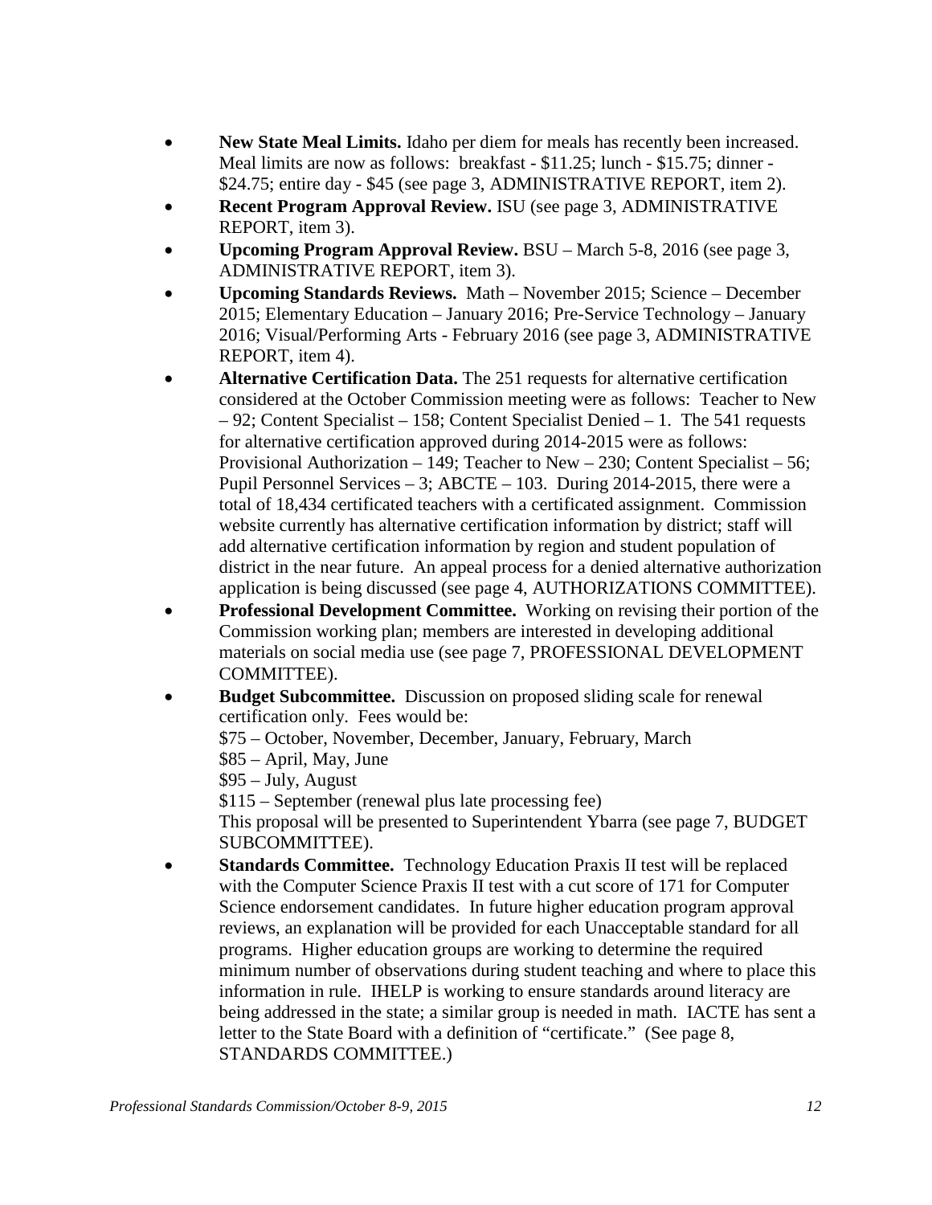- **New State Meal Limits.** Idaho per diem for meals has recently been increased. Meal limits are now as follows: breakfast - $11.25; lunch - $15.75; dinner - $24.75; entire day - $45 (see page 3, ADMINISTRATIVE REPORT, item 2).
- **Recent Program Approval Review.** ISU (see page 3, ADMINISTRATIVE REPORT, item 3).
- **Upcoming Program Approval Review.** BSU – March 5-8, 2016 (see page 3, ADMINISTRATIVE REPORT, item 3).
- **Upcoming Standards Reviews.** Math – November 2015; Science – December 2015; Elementary Education – January 2016; Pre-Service Technology – January 2016; Visual/Performing Arts - February 2016 (see page 3, ADMINISTRATIVE REPORT, item 4).
- **Alternative Certification Data.** The 251 requests for alternative certification considered at the October Commission meeting were as follows: Teacher to New – 92; Content Specialist – 158; Content Specialist Denied – 1. The 541 requests for alternative certification approved during 2014-2015 were as follows: Provisional Authorization – 149; Teacher to New – 230; Content Specialist – 56; Pupil Personnel Services – 3; ABCTE – 103. During 2014-2015, there were a total of 18,434 certificated teachers with a certificated assignment. Commission website currently has alternative certification information by district; staff will add alternative certification information by region and student population of district in the near future. An appeal process for a denied alternative authorization application is being discussed (see page 4, AUTHORIZATIONS COMMITTEE).
- **Professional Development Committee.** Working on revising their portion of the Commission working plan; members are interested in developing additional materials on social media use (see page 7, PROFESSIONAL DEVELOPMENT COMMITTEE).
- **Budget Subcommittee.** Discussion on proposed sliding scale for renewal certification only. Fees would be:
  $75 – October, November, December, January, February, March
  $85 – April, May, June
  $95 – July, August
  $115 – September (renewal plus late processing fee)
  This proposal will be presented to Superintendent Ybarra (see page 7, BUDGET SUBCOMMITTEE).
- **Standards Committee.** Technology Education Praxis II test will be replaced with the Computer Science Praxis II test with a cut score of 171 for Computer Science endorsement candidates. In future higher education program approval reviews, an explanation will be provided for each Unacceptable standard for all programs. Higher education groups are working to determine the required minimum number of observations during student teaching and where to place this information in rule. IHELP is working to ensure standards around literacy are being addressed in the state; a similar group is needed in math. IACTE has sent a letter to the State Board with a definition of "certificate." (See page 8, STANDARDS COMMITTEE.)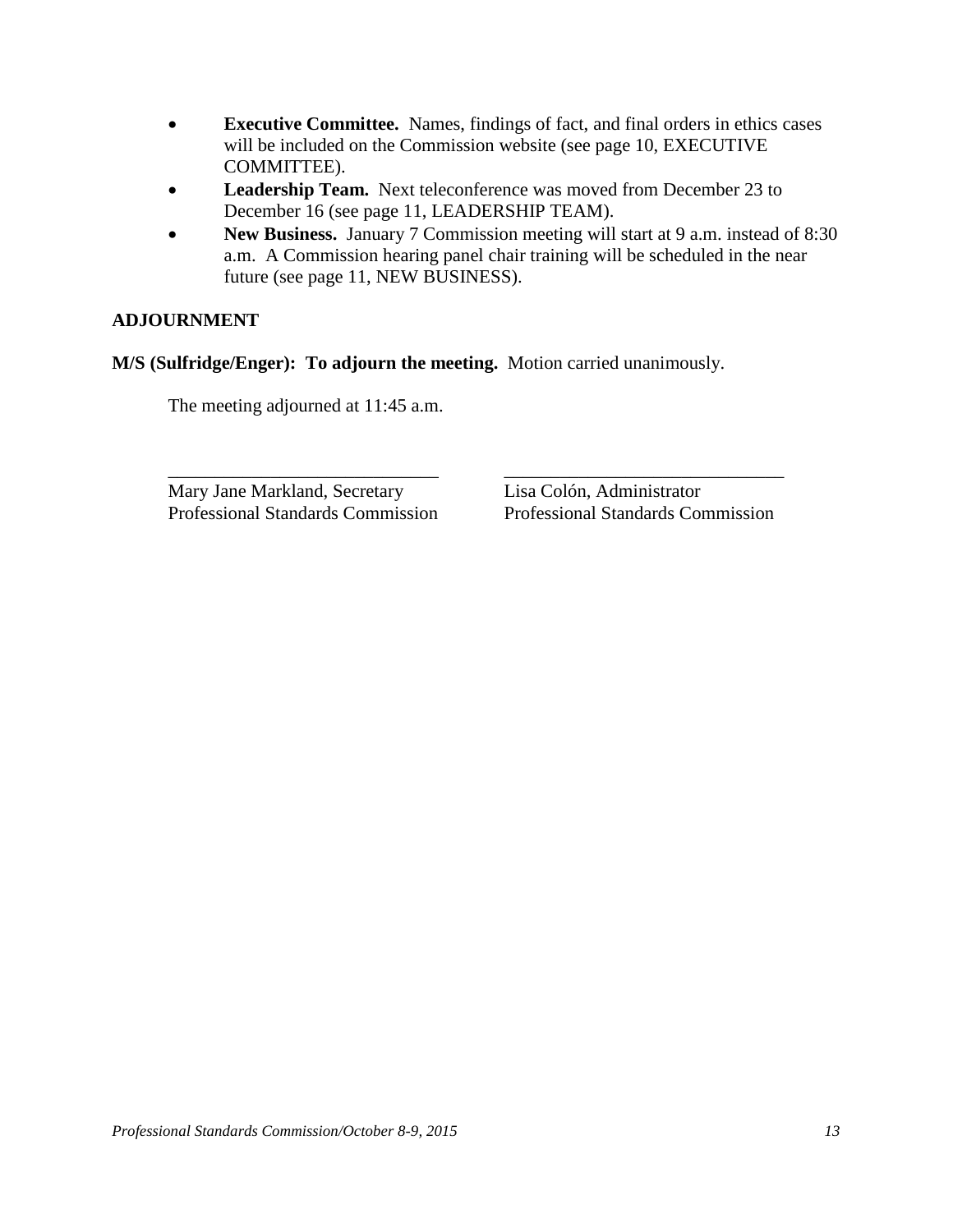- **Executive Committee.** Names, findings of fact, and final orders in ethics cases will be included on the Commission website (see page 10, EXECUTIVE COMMITTEE).
- **Leadership Team.** Next teleconference was moved from December 23 to December 16 (see page 11, LEADERSHIP TEAM).
- **New Business.** January 7 Commission meeting will start at 9 a.m. instead of 8:30 a.m. A Commission hearing panel chair training will be scheduled in the near future (see page 11, NEW BUSINESS).

**ADJOURNMENT**

**M/S (Sulfridge/Enger): To adjourn the meeting.** Motion carried unanimously.

The meeting adjourned at 11:45 a.m.

_____________________________
Mary Jane Markland, Secretary
Professional Standards Commission

_____________________________
Lisa Colón, Administrator
Professional Standards Commission